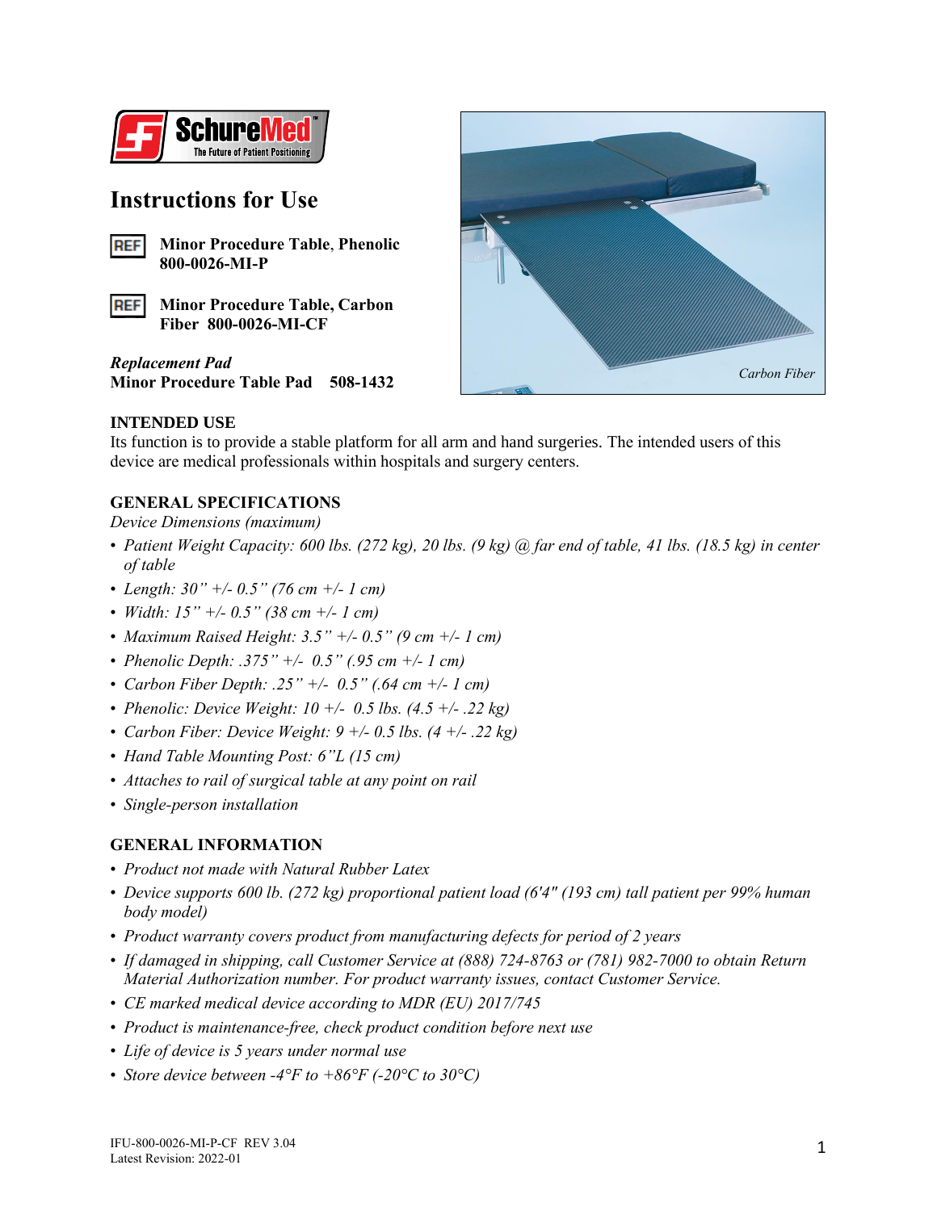# Instructions for Use

REF **Minor Procedure Table**, **Phenolic 800-0026-MI-P**

REF **Minor Procedure Table, Carbon Fiber 800-0026-MI-CF**

***Replacement Pad***
**Minor Procedure Table Pad 508-1432**

*Carbon Fiber*

## INTENDED USE

Its function is to provide a stable platform for all arm and hand surgeries. The intended users of this device are medical professionals within hospitals and surgery centers.

## GENERAL SPECIFICATIONS

*Device Dimensions (maximum)*

- *Patient Weight Capacity: 600 lbs. (272 kg), 20 lbs. (9 kg) @ far end of table, 41 lbs. (18.5 kg) in center of table*
- *Length: 30" +/- 0.5" (76 cm +/- 1 cm)*
- *Width: 15" +/- 0.5" (38 cm +/- 1 cm)*
- *Maximum Raised Height: 3.5" +/- 0.5" (9 cm +/- 1 cm)*
- *Phenolic Depth: .375" +/- 0.5" (.95 cm +/- 1 cm)*
- *Carbon Fiber Depth: .25" +/- 0.5" (.64 cm +/- 1 cm)*
- *Phenolic: Device Weight: 10 +/- 0.5 lbs. (4.5 +/- .22 kg)*
- *Carbon Fiber: Device Weight: 9 +/- 0.5 lbs. (4 +/- .22 kg)*
- *Hand Table Mounting Post: 6"L (15 cm)*
- *Attaches to rail of surgical table at any point on rail*
- *Single-person installation*

## GENERAL INFORMATION

- *Product not made with Natural Rubber Latex*
- *Device supports 600 lb. (272 kg) proportional patient load (6'4" (193 cm) tall patient per 99% human body model)*
- *Product warranty covers product from manufacturing defects for period of 2 years*
- *If damaged in shipping, call Customer Service at (888) 724-8763 or (781) 982-7000 to obtain Return Material Authorization number. For product warranty issues, contact Customer Service.*
- *CE marked medical device according to MDR (EU) 2017/745*
- *Product is maintenance-free, check product condition before next use*
- *Life of device is 5 years under normal use*
- *Store device between -4°F to +86°F (-20°C to 30°C)*

IFU-800-0026-MI-P-CF REV 3.04
Latest Revision: 2022-01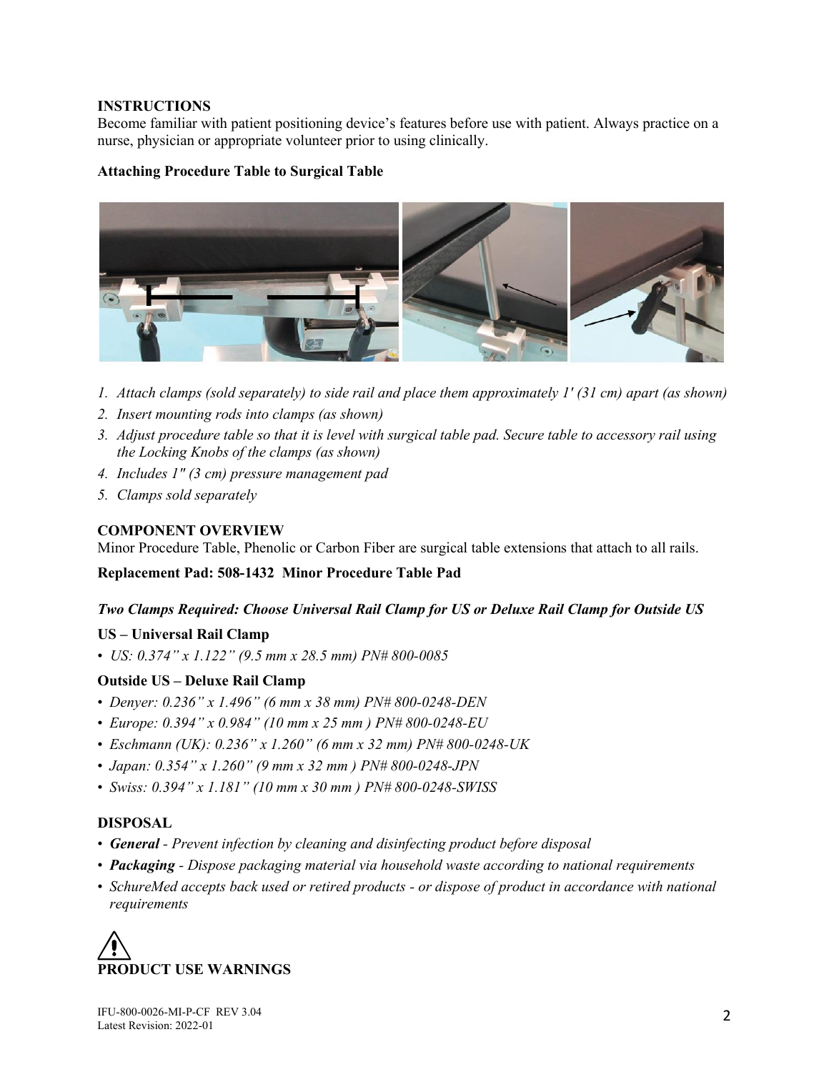## INSTRUCTIONS

Become familiar with patient positioning device's features before use with patient. Always practice on a nurse, physician or appropriate volunteer prior to using clinically.

### Attaching Procedure Table to Surgical Table

1. *Attach clamps (sold separately) to side rail and place them approximately 1' (31 cm) apart (as shown)*
2. *Insert mounting rods into clamps (as shown)*
3. *Adjust procedure table so that it is level with surgical table pad. Secure table to accessory rail using the Locking Knobs of the clamps (as shown)*
4. *Includes 1" (3 cm) pressure management pad*
5. *Clamps sold separately*

## COMPONENT OVERVIEW

Minor Procedure Table, Phenolic or Carbon Fiber are surgical table extensions that attach to all rails.

**Replacement Pad: 508-1432 Minor Procedure Table Pad**

***Two Clamps Required: Choose Universal Rail Clamp for US or Deluxe Rail Clamp for Outside US***

**US – Universal Rail Clamp**

- *US: 0.374" x 1.122" (9.5 mm x 28.5 mm) PN# 800-0085*

**Outside US – Deluxe Rail Clamp**

- *Denyer: 0.236" x 1.496" (6 mm x 38 mm) PN# 800-0248-DEN*
- *Europe: 0.394" x 0.984" (10 mm x 25 mm ) PN# 800-0248-EU*
- *Eschmann (UK): 0.236" x 1.260" (6 mm x 32 mm) PN# 800-0248-UK*
- *Japan: 0.354" x 1.260" (9 mm x 32 mm ) PN# 800-0248-JPN*
- *Swiss: 0.394" x 1.181" (10 mm x 30 mm ) PN# 800-0248-SWISS*

## DISPOSAL

- ***General*** *- Prevent infection by cleaning and disinfecting product before disposal*
- ***Packaging*** *- Dispose packaging material via household waste according to national requirements*
- *SchureMed accepts back used or retired products - or dispose of product in accordance with national requirements*

## PRODUCT USE WARNINGS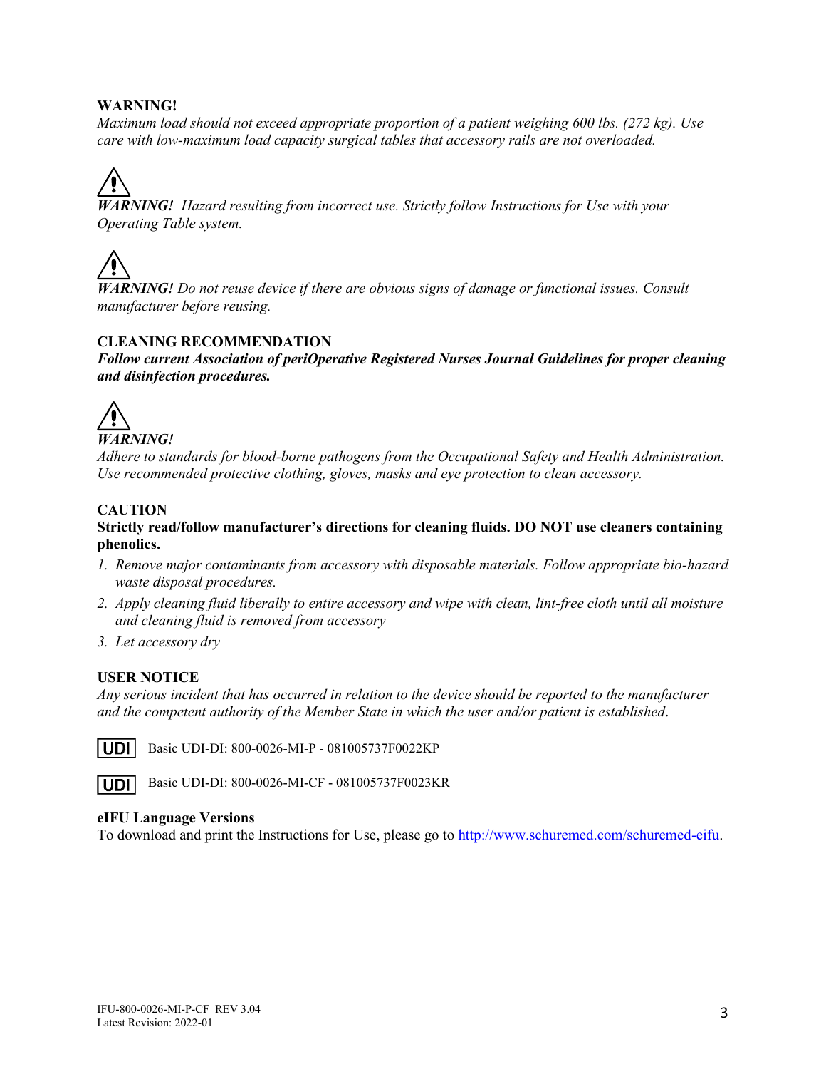**WARNING!**

*Maximum load should not exceed appropriate proportion of a patient weighing 600 lbs. (272 kg). Use care with low-maximum load capacity surgical tables that accessory rails are not overloaded.*

⚠

***WARNING!*** *Hazard resulting from incorrect use. Strictly follow Instructions for Use with your Operating Table system.*

⚠

***WARNING!*** *Do not reuse device if there are obvious signs of damage or functional issues. Consult manufacturer before reusing.*

**CLEANING RECOMMENDATION**

***Follow current Association of periOperative Registered Nurses Journal Guidelines for proper cleaning and disinfection procedures.***

⚠

***WARNING!***

*Adhere to standards for blood-borne pathogens from the Occupational Safety and Health Administration. Use recommended protective clothing, gloves, masks and eye protection to clean accessory.*

**CAUTION**

**Strictly read/follow manufacturer's directions for cleaning fluids. DO NOT use cleaners containing phenolics.**

1. *Remove major contaminants from accessory with disposable materials. Follow appropriate bio-hazard waste disposal procedures.*
2. *Apply cleaning fluid liberally to entire accessory and wipe with clean, lint-free cloth until all moisture and cleaning fluid is removed from accessory*
3. *Let accessory dry*

**USER NOTICE**

*Any serious incident that has occurred in relation to the device should be reported to the manufacturer and the competent authority of the Member State in which the user and/or patient is established*.

UDI Basic UDI-DI: 800-0026-MI-P - 081005737F0022KP

UDI Basic UDI-DI: 800-0026-MI-CF - 081005737F0023KR

**eIFU Language Versions**

To download and print the Instructions for Use, please go to http://www.schuremed.com/schuremed-eifu.

IFU-800-0026-MI-P-CF REV 3.04
Latest Revision: 2022-01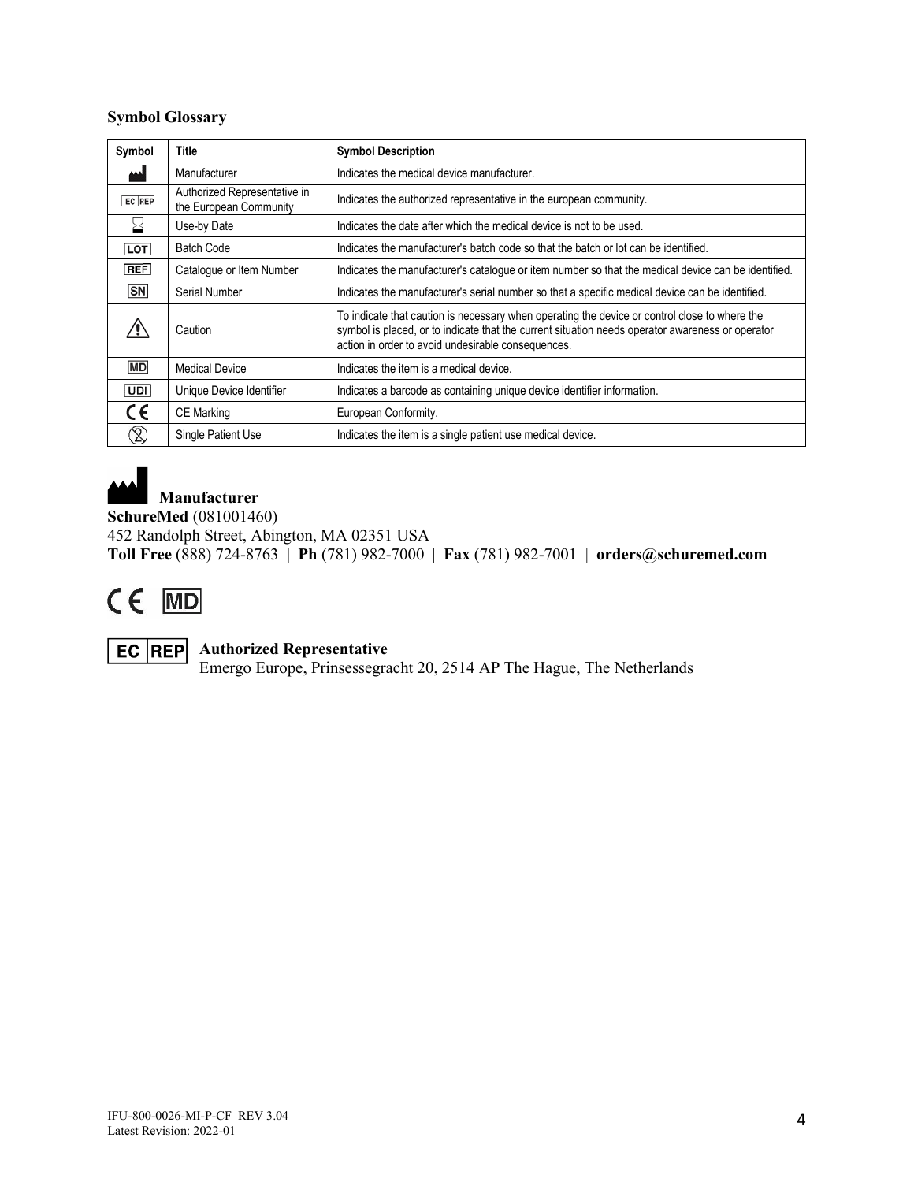### Symbol Glossary

| Symbol | Title | Symbol Description |
|---|---|---|
| | Manufacturer | Indicates the medical device manufacturer. |
| EC REP | Authorized Representative in the European Community | Indicates the authorized representative in the european community. |
| | Use-by Date | Indicates the date after which the medical device is not to be used. |
| LOT | Batch Code | Indicates the manufacturer's batch code so that the batch or lot can be identified. |
| REF | Catalogue or Item Number | Indicates the manufacturer's catalogue or item number so that the medical device can be identified. |
| SN | Serial Number | Indicates the manufacturer's serial number so that a specific medical device can be identified. |
| | Caution | To indicate that caution is necessary when operating the device or control close to where the symbol is placed, or to indicate that the current situation needs operator awareness or operator action in order to avoid undesirable consequences. |
| MD | Medical Device | Indicates the item is a medical device. |
| UDI | Unique Device Identifier | Indicates a barcode as containing unique device identifier information. |
| CE | CE Marking | European Conformity. |
| | Single Patient Use | Indicates the item is a single patient use medical device. |

**Manufacturer**

**SchureMed** (081001460)
452 Randolph Street, Abington, MA 02351 USA
**Toll Free** (888) 724-8763 | **Ph** (781) 982-7000 | **Fax** (781) 982-7001 | **orders@schuremed.com**

CE MD

EC REP **Authorized Representative**
Emergo Europe, Prinsessegracht 20, 2514 AP The Hague, The Netherlands

IFU-800-0026-MI-P-CF REV 3.04
Latest Revision: 2022-01